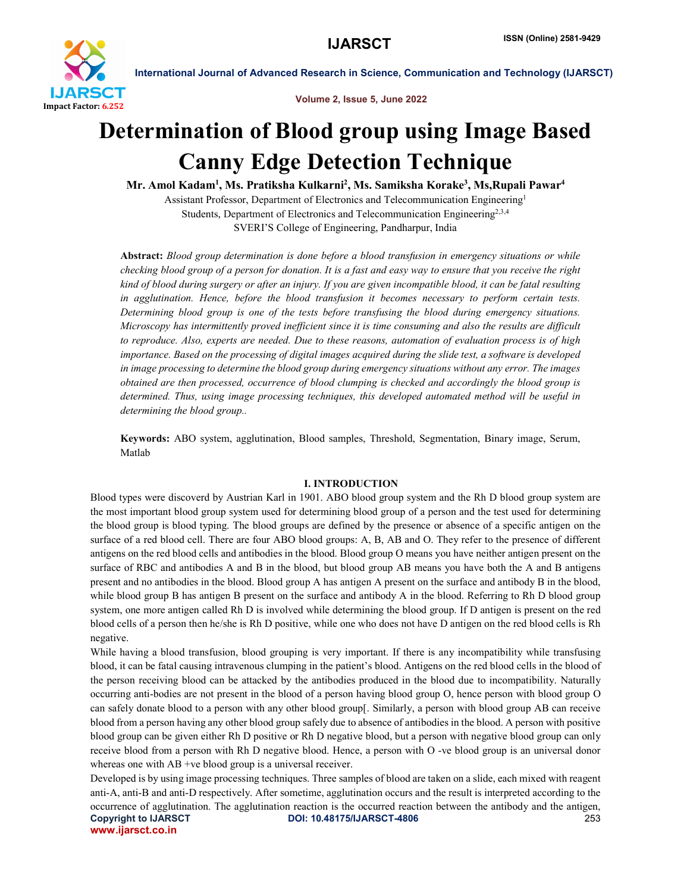# Determination of Blood group using Image Based Canny Edge Detection Technique

**Mr. Amol Kadam[1], Ms. Pratiksha Kulkarni[2], Ms. Samiksha Korake[3], Ms,Rupali Pawar[4]**

Assistant Professor, Department of Electronics and Telecommunication Engineering[1]

Students, Department of Electronics and Telecommunication Engineering[2,3,4]

SVERI'S College of Engineering, Pandharpur, India

**Abstract:** *Blood group determination is done before a blood transfusion in emergency situations or while checking blood group of a person for donation. It is a fast and easy way to ensure that you receive the right kind of blood during surgery or after an injury. If you are given incompatible blood, it can be fatal resulting in agglutination. Hence, before the blood transfusion it becomes necessary to perform certain tests. Determining blood group is one of the tests before transfusing the blood during emergency situations. Microscopy has intermittently proved inefficient since it is time consuming and also the results are difficult to reproduce. Also, experts are needed. Due to these reasons, automation of evaluation process is of high importance. Based on the processing of digital images acquired during the slide test, a software is developed in image processing to determine the blood group during emergency situations without any error. The images obtained are then processed, occurrence of blood clumping is checked and accordingly the blood group is determined. Thus, using image processing techniques, this developed automated method will be useful in determining the blood group..*

**Keywords:** ABO system, agglutination, Blood samples, Threshold, Segmentation, Binary image, Serum, Matlab

## I. INTRODUCTION

Blood types were discoverd by Austrian Karl in 1901. ABO blood group system and the Rh D blood group system are the most important blood group system used for determining blood group of a person and the test used for determining the blood group is blood typing. The blood groups are defined by the presence or absence of a specific antigen on the surface of a red blood cell. There are four ABO blood groups: A, B, AB and O. They refer to the presence of different antigens on the red blood cells and antibodies in the blood. Blood group O means you have neither antigen present on the surface of RBC and antibodies A and B in the blood, but blood group AB means you have both the A and B antigens present and no antibodies in the blood. Blood group A has antigen A present on the surface and antibody B in the blood, while blood group B has antigen B present on the surface and antibody A in the blood. Referring to Rh D blood group system, one more antigen called Rh D is involved while determining the blood group. If D antigen is present on the red blood cells of a person then he/she is Rh D positive, while one who does not have D antigen on the red blood cells is Rh negative.

While having a blood transfusion, blood grouping is very important. If there is any incompatibility while transfusing blood, it can be fatal causing intravenous clumping in the patient's blood. Antigens on the red blood cells in the blood of the person receiving blood can be attacked by the antibodies produced in the blood due to incompatibility. Naturally occurring anti-bodies are not present in the blood of a person having blood group O, hence person with blood group O can safely donate blood to a person with any other blood group[. Similarly, a person with blood group AB can receive blood from a person having any other blood group safely due to absence of antibodies in the blood. A person with positive blood group can be given either Rh D positive or Rh D negative blood, but a person with negative blood group can only receive blood from a person with Rh D negative blood. Hence, a person with O -ve blood group is an universal donor whereas one with AB +ve blood group is a universal receiver.

Developed is by using image processing techniques. Three samples of blood are taken on a slide, each mixed with reagent anti-A, anti-B and anti-D respectively. After sometime, agglutination occurs and the result is interpreted according to the occurrence of agglutination. The agglutination reaction is the occurred reaction between the antibody and the antigen,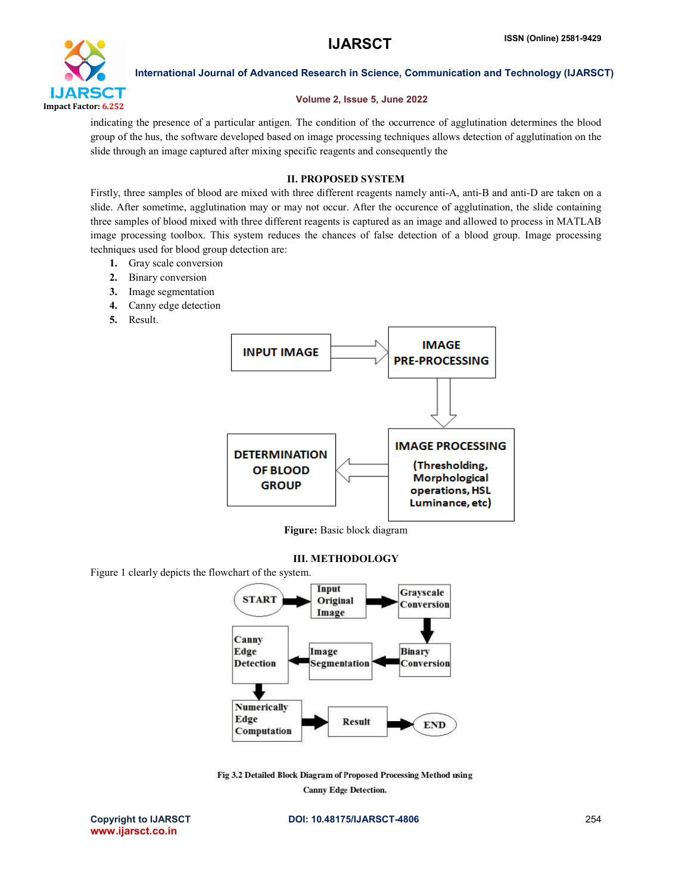indicating the presence of a particular antigen. The condition of the occurrence of agglutination determines the blood group of the hus, the software developed based on image processing techniques allows detection of agglutination on the slide through an image captured after mixing specific reagents and consequently the

## II. PROPOSED SYSTEM

Firstly, three samples of blood are mixed with three different reagents namely anti-A, anti-B and anti-D are taken on a slide. After sometime, agglutination may or may not occur. After the occurence of agglutination, the slide containing three samples of blood mixed with three different reagents is captured as an image and allowed to process in MATLAB image processing toolbox. This system reduces the chances of false detection of a blood group. Image processing techniques used for blood group detection are:

1. Gray scale conversion
2. Binary conversion
3. Image segmentation
4. Canny edge detection
5. Result.

INPUT IMAGE → IMAGE PRE-PROCESSING → IMAGE PROCESSING (Thresholding, Morphological operations, HSL Luminance, etc) → DETERMINATION OF BLOOD GROUP

**Figure:** Basic block diagram

## III. METHODOLOGY

Figure 1 clearly depicts the flowchart of the system.

START → Input Original Image → Grayscale Conversion → Binary Conversion → Image Segmentation → Canny Edge Detection → Numerically Edge Computation → Result → END

**Fig 3.2 Detailed Block Diagram of Proposed Processing Method using Canny Edge Detection.**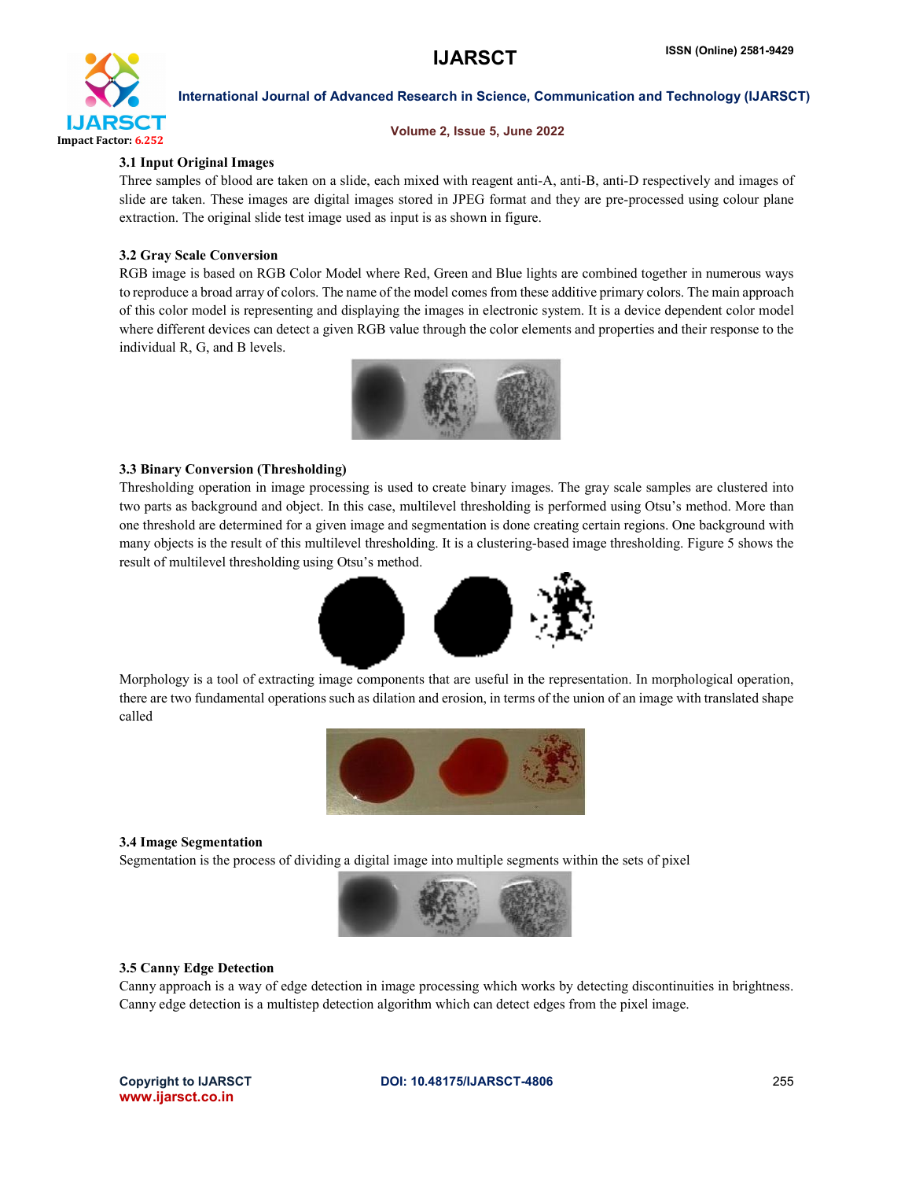### 3.1 Input Original Images

Three samples of blood are taken on a slide, each mixed with reagent anti-A, anti-B, anti-D respectively and images of slide are taken. These images are digital images stored in JPEG format and they are pre-processed using colour plane extraction. The original slide test image used as input is as shown in figure.

### 3.2 Gray Scale Conversion

RGB image is based on RGB Color Model where Red, Green and Blue lights are combined together in numerous ways to reproduce a broad array of colors. The name of the model comes from these additive primary colors. The main approach of this color model is representing and displaying the images in electronic system. It is a device dependent color model where different devices can detect a given RGB value through the color elements and properties and their response to the individual R, G, and B levels.

### 3.3 Binary Conversion (Thresholding)

Thresholding operation in image processing is used to create binary images. The gray scale samples are clustered into two parts as background and object. In this case, multilevel thresholding is performed using Otsu's method. More than one threshold are determined for a given image and segmentation is done creating certain regions. One background with many objects is the result of this multilevel thresholding. It is a clustering-based image thresholding. Figure 5 shows the result of multilevel thresholding using Otsu's method.

Morphology is a tool of extracting image components that are useful in the representation. In morphological operation, there are two fundamental operations such as dilation and erosion, in terms of the union of an image with translated shape called

### 3.4 Image Segmentation

Segmentation is the process of dividing a digital image into multiple segments within the sets of pixel

### 3.5 Canny Edge Detection

Canny approach is a way of edge detection in image processing which works by detecting discontinuities in brightness. Canny edge detection is a multistep detection algorithm which can detect edges from the pixel image.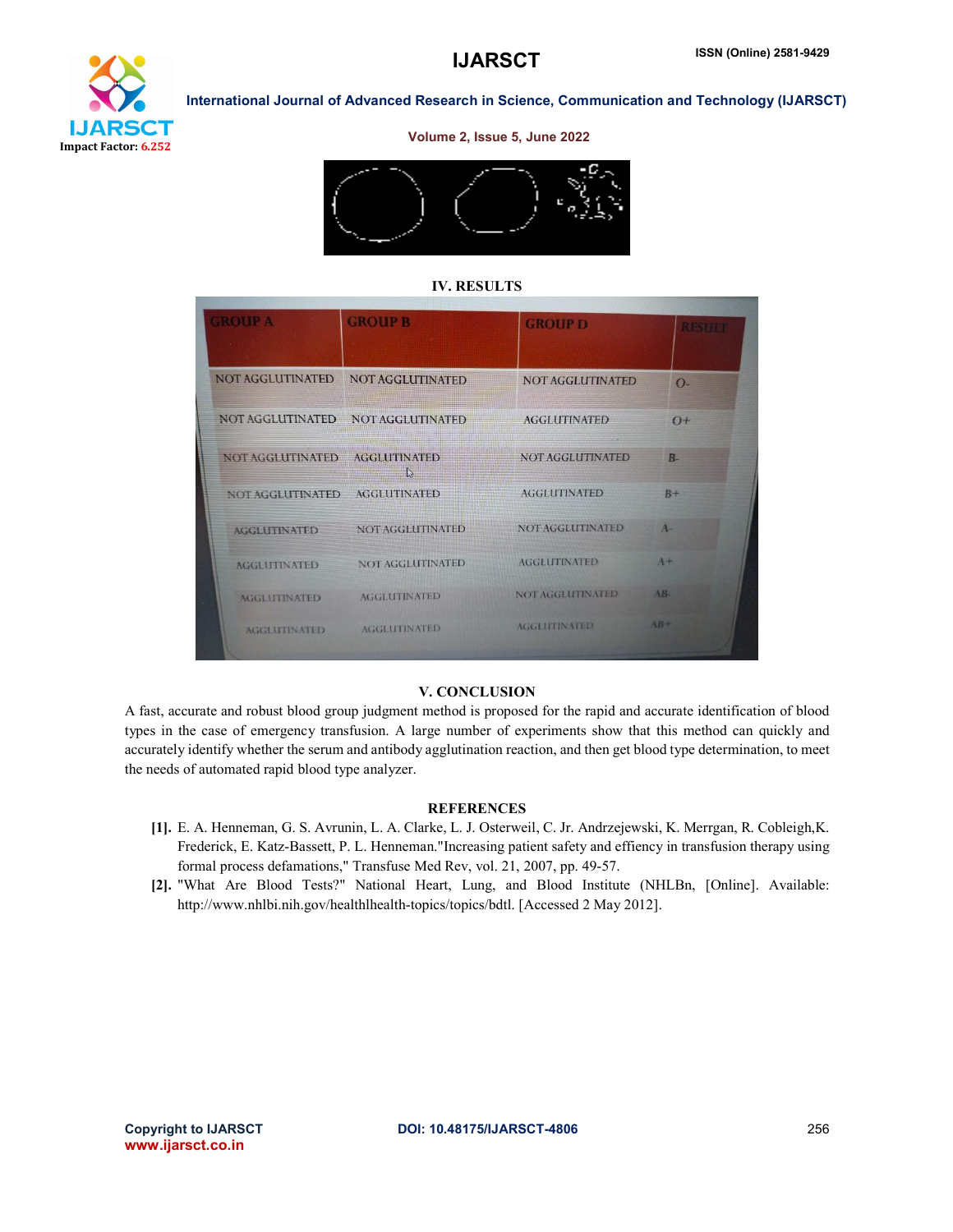## IV. RESULTS

| GROUP A | GROUP B | GROUP D | RESULT |
|---|---|---|---|
| NOT AGGLUTINATED | NOT AGGLUTINATED | NOT AGGLUTINATED | O- |
| NOT AGGLUTINATED | NOT AGGLUTINATED | AGGLUTINATED | O+ |
| NOT AGGLUTINATED | AGGLUTINATED | NOT AGGLUTINATED | B- |
| NOT AGGLUTINATED | AGGLUTINATED | AGGLUTINATED | B+ |
| AGGLUTINATED | NOT AGGLUTINATED | NOT AGGLUTINATED | A- |
| AGGLUTINATED | NOT AGGLUTINATED | AGGLUTINATED | A+ |
| AGGLUTINATED | AGGLUTINATED | NOT AGGLUTINATED | AB- |
| AGGLUTINATED | AGGLUTINATED | AGGLUTINATED | AB+ |

## V. CONCLUSION

A fast, accurate and robust blood group judgment method is proposed for the rapid and accurate identification of blood types in the case of emergency transfusion. A large number of experiments show that this method can quickly and accurately identify whether the serum and antibody agglutination reaction, and then get blood type determination, to meet the needs of automated rapid blood type analyzer.

## REFERENCES

**[1].** E. A. Henneman, G. S. Avrunin, L. A. Clarke, L. J. Osterweil, C. Jr. Andrzejewski, K. Merrgan, R. Cobleigh,K. Frederick, E. Katz-Bassett, P. L. Henneman."Increasing patient safety and effiency in transfusion therapy using formal process defamations," Transfuse Med Rev, vol. 21, 2007, pp. 49-57.

**[2].** "What Are Blood Tests?" National Heart, Lung, and Blood Institute (NHLBn, [Online]. Available: http://www.nhlbi.nih.gov/healthlhealth-topics/topics/bdtl. [Accessed 2 May 2012].